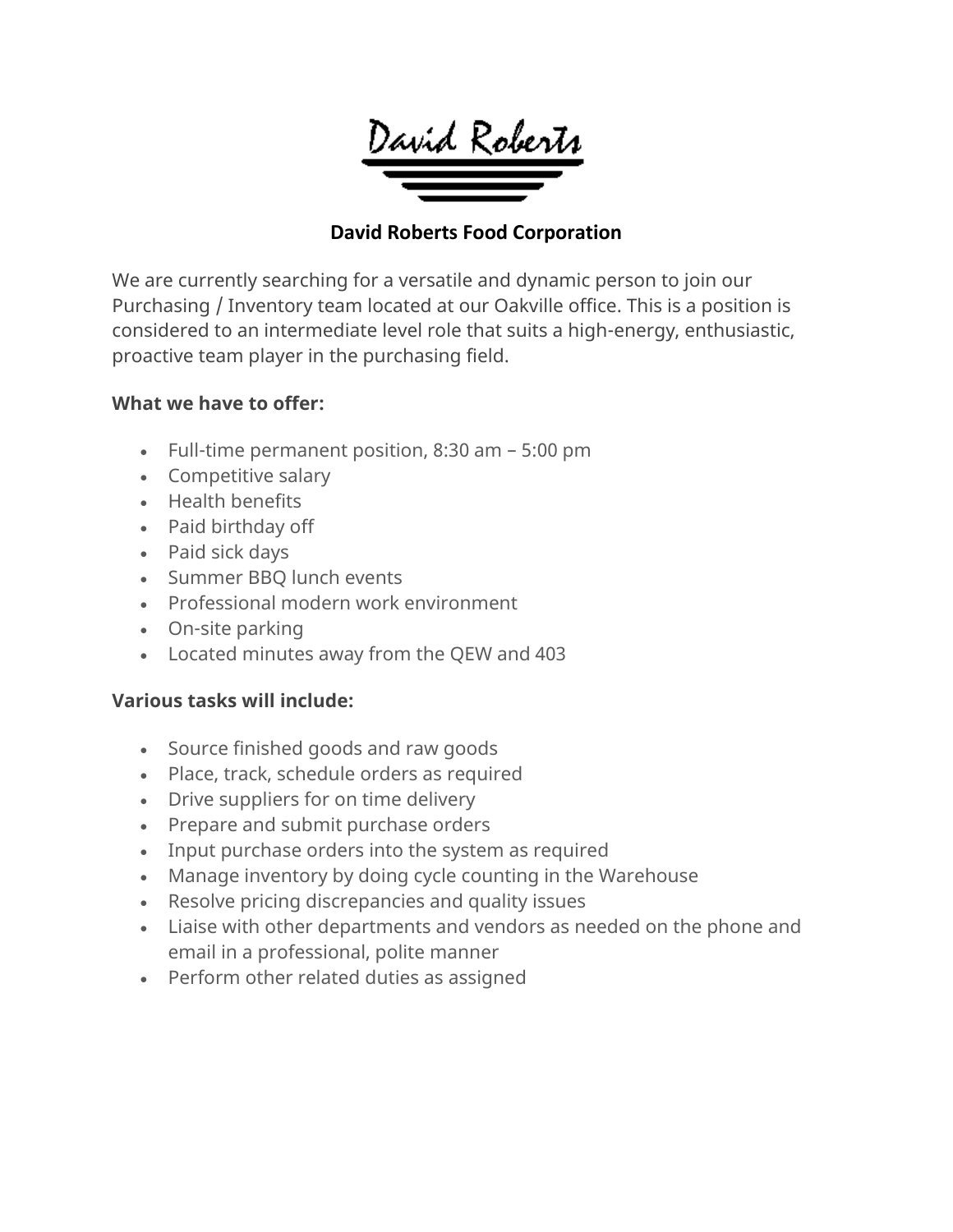David Roberts

**David Roberts Food Corporation**

We are currently searching for a versatile and dynamic person to join our Purchasing / Inventory team located at our Oakville office. This is a position is considered to an intermediate level role that suits a high-energy, enthusiastic, proactive team player in the purchasing field.

**What we have to offer:**

- Full-time permanent position, 8:30 am – 5:00 pm
- Competitive salary
- Health benefits
- Paid birthday off
- Paid sick days
- Summer BBQ lunch events
- Professional modern work environment
- On-site parking
- Located minutes away from the QEW and 403

**Various tasks will include:**

- Source finished goods and raw goods
- Place, track, schedule orders as required
- Drive suppliers for on time delivery
- Prepare and submit purchase orders
- Input purchase orders into the system as required
- Manage inventory by doing cycle counting in the Warehouse
- Resolve pricing discrepancies and quality issues
- Liaise with other departments and vendors as needed on the phone and email in a professional, polite manner
- Perform other related duties as assigned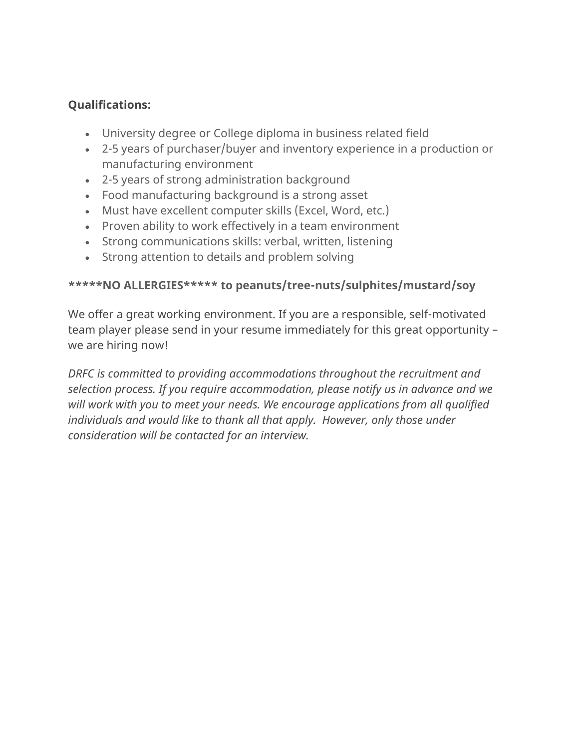**Qualifications:**

- University degree or College diploma in business related field
- 2-5 years of purchaser/buyer and inventory experience in a production or manufacturing environment
- 2-5 years of strong administration background
- Food manufacturing background is a strong asset
- Must have excellent computer skills (Excel, Word, etc.)
- Proven ability to work effectively in a team environment
- Strong communications skills: verbal, written, listening
- Strong attention to details and problem solving

**\*\*\*\*\*NO ALLERGIES\*\*\*\*\* to peanuts/tree-nuts/sulphites/mustard/soy**

We offer a great working environment. If you are a responsible, self-motivated team player please send in your resume immediately for this great opportunity – we are hiring now!

*DRFC is committed to providing accommodations throughout the recruitment and selection process. If you require accommodation, please notify us in advance and we will work with you to meet your needs. We encourage applications from all qualified individuals and would like to thank all that apply. However, only those under consideration will be contacted for an interview.*